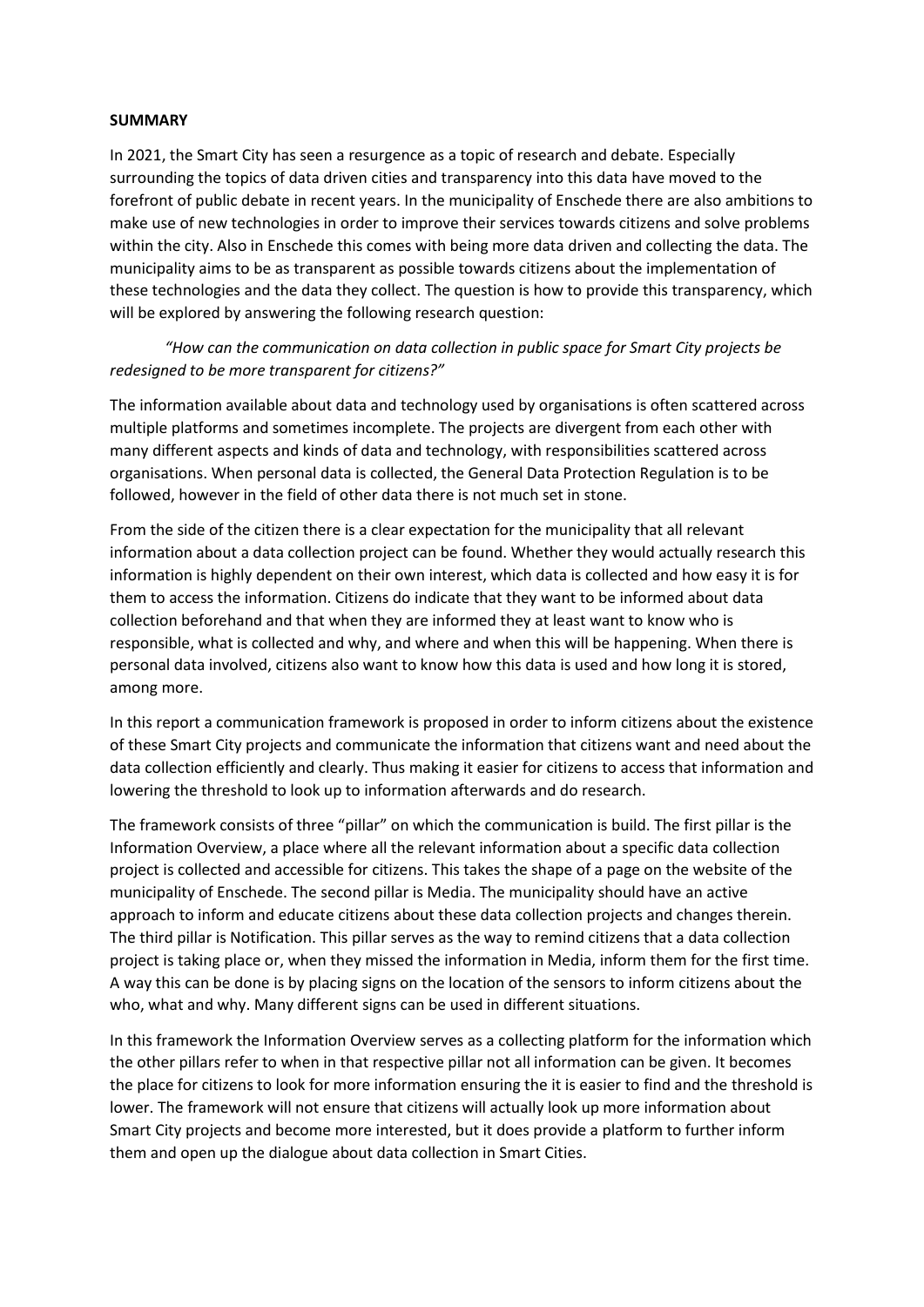**SUMMARY**

In 2021, the Smart City has seen a resurgence as a topic of research and debate. Especially surrounding the topics of data driven cities and transparency into this data have moved to the forefront of public debate in recent years. In the municipality of Enschede there are also ambitions to make use of new technologies in order to improve their services towards citizens and solve problems within the city. Also in Enschede this comes with being more data driven and collecting the data. The municipality aims to be as transparent as possible towards citizens about the implementation of these technologies and the data they collect. The question is how to provide this transparency, which will be explored by answering the following research question:

*"How can the communication on data collection in public space for Smart City projects be redesigned to be more transparent for citizens?"*

The information available about data and technology used by organisations is often scattered across multiple platforms and sometimes incomplete. The projects are divergent from each other with many different aspects and kinds of data and technology, with responsibilities scattered across organisations. When personal data is collected, the General Data Protection Regulation is to be followed, however in the field of other data there is not much set in stone.

From the side of the citizen there is a clear expectation for the municipality that all relevant information about a data collection project can be found. Whether they would actually research this information is highly dependent on their own interest, which data is collected and how easy it is for them to access the information. Citizens do indicate that they want to be informed about data collection beforehand and that when they are informed they at least want to know who is responsible, what is collected and why, and where and when this will be happening. When there is personal data involved, citizens also want to know how this data is used and how long it is stored, among more.

In this report a communication framework is proposed in order to inform citizens about the existence of these Smart City projects and communicate the information that citizens want and need about the data collection efficiently and clearly. Thus making it easier for citizens to access that information and lowering the threshold to look up to information afterwards and do research.

The framework consists of three "pillar" on which the communication is build. The first pillar is the Information Overview, a place where all the relevant information about a specific data collection project is collected and accessible for citizens. This takes the shape of a page on the website of the municipality of Enschede. The second pillar is Media. The municipality should have an active approach to inform and educate citizens about these data collection projects and changes therein. The third pillar is Notification. This pillar serves as the way to remind citizens that a data collection project is taking place or, when they missed the information in Media, inform them for the first time. A way this can be done is by placing signs on the location of the sensors to inform citizens about the who, what and why. Many different signs can be used in different situations.

In this framework the Information Overview serves as a collecting platform for the information which the other pillars refer to when in that respective pillar not all information can be given. It becomes the place for citizens to look for more information ensuring the it is easier to find and the threshold is lower. The framework will not ensure that citizens will actually look up more information about Smart City projects and become more interested, but it does provide a platform to further inform them and open up the dialogue about data collection in Smart Cities.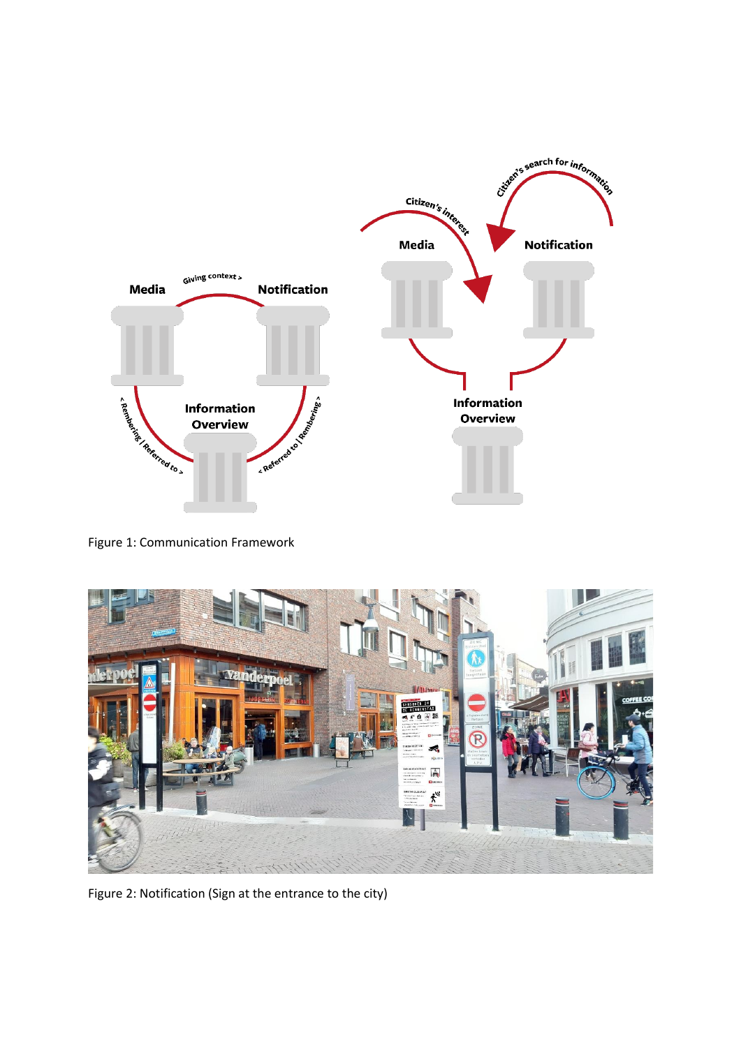Giving context >

Media

Notification

< Rembering | Referred to >

Information Overview

< Referred to | Rembering >

Citizen's interest

Citizen's search for information

Media

Notification

Information Overview

Figure 1: Communication Framework

Figure 2: Notification (Sign at the entrance to the city)